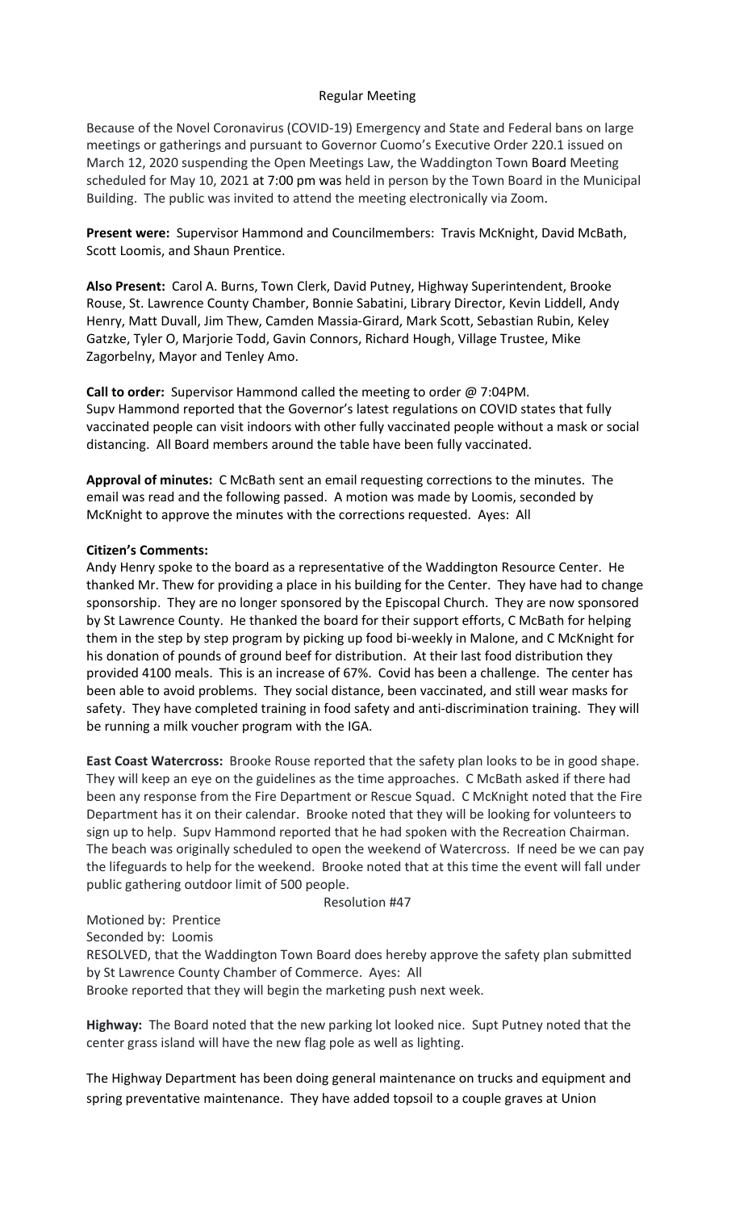Regular Meeting

Because of the Novel Coronavirus (COVID-19) Emergency and State and Federal bans on large meetings or gatherings and pursuant to Governor Cuomo's Executive Order 220.1 issued on March 12, 2020 suspending the Open Meetings Law, the Waddington Town Board Meeting scheduled for May 10, 2021 at 7:00 pm was held in person by the Town Board in the Municipal Building. The public was invited to attend the meeting electronically via Zoom.

**Present were:** Supervisor Hammond and Councilmembers: Travis McKnight, David McBath, Scott Loomis, and Shaun Prentice.

**Also Present:** Carol A. Burns, Town Clerk, David Putney, Highway Superintendent, Brooke Rouse, St. Lawrence County Chamber, Bonnie Sabatini, Library Director, Kevin Liddell, Andy Henry, Matt Duvall, Jim Thew, Camden Massia-Girard, Mark Scott, Sebastian Rubin, Keley Gatzke, Tyler O, Marjorie Todd, Gavin Connors, Richard Hough, Village Trustee, Mike Zagorbelny, Mayor and Tenley Amo.

**Call to order:** Supervisor Hammond called the meeting to order @ 7:04PM. Supv Hammond reported that the Governor's latest regulations on COVID states that fully vaccinated people can visit indoors with other fully vaccinated people without a mask or social distancing. All Board members around the table have been fully vaccinated.

**Approval of minutes:** C McBath sent an email requesting corrections to the minutes. The email was read and the following passed. A motion was made by Loomis, seconded by McKnight to approve the minutes with the corrections requested. Ayes: All

**Citizen's Comments:**

Andy Henry spoke to the board as a representative of the Waddington Resource Center. He thanked Mr. Thew for providing a place in his building for the Center. They have had to change sponsorship. They are no longer sponsored by the Episcopal Church. They are now sponsored by St Lawrence County. He thanked the board for their support efforts, C McBath for helping them in the step by step program by picking up food bi-weekly in Malone, and C McKnight for his donation of pounds of ground beef for distribution. At their last food distribution they provided 4100 meals. This is an increase of 67%. Covid has been a challenge. The center has been able to avoid problems. They social distance, been vaccinated, and still wear masks for safety. They have completed training in food safety and anti-discrimination training. They will be running a milk voucher program with the IGA.

**East Coast Watercross:** Brooke Rouse reported that the safety plan looks to be in good shape. They will keep an eye on the guidelines as the time approaches. C McBath asked if there had been any response from the Fire Department or Rescue Squad. C McKnight noted that the Fire Department has it on their calendar. Brooke noted that they will be looking for volunteers to sign up to help. Supv Hammond reported that he had spoken with the Recreation Chairman. The beach was originally scheduled to open the weekend of Watercross. If need be we can pay the lifeguards to help for the weekend. Brooke noted that at this time the event will fall under public gathering outdoor limit of 500 people.

Resolution #47

Motioned by: Prentice
Seconded by: Loomis
RESOLVED, that the Waddington Town Board does hereby approve the safety plan submitted by St Lawrence County Chamber of Commerce. Ayes: All
Brooke reported that they will begin the marketing push next week.

**Highway:** The Board noted that the new parking lot looked nice. Supt Putney noted that the center grass island will have the new flag pole as well as lighting.

The Highway Department has been doing general maintenance on trucks and equipment and spring preventative maintenance. They have added topsoil to a couple graves at Union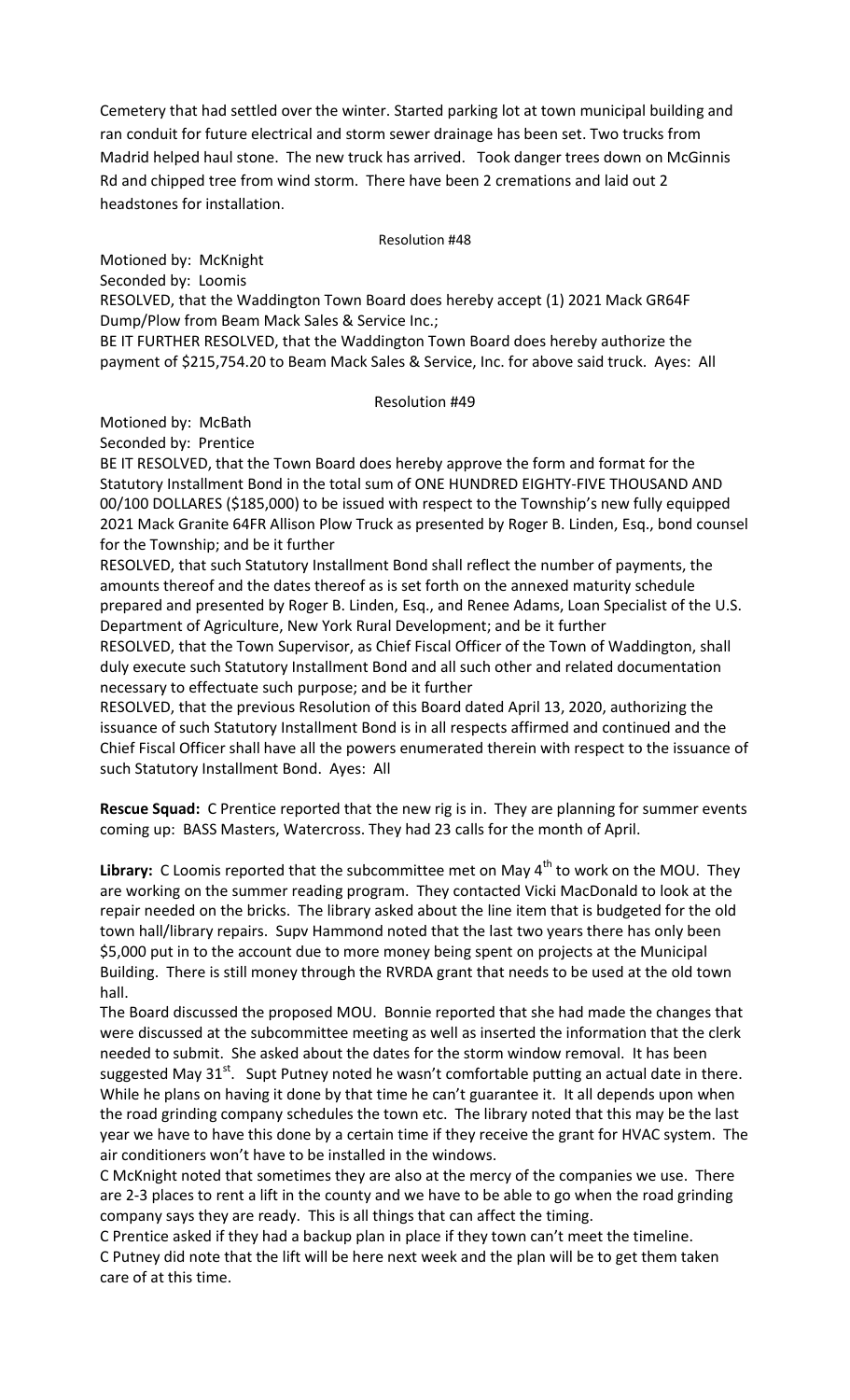Cemetery that had settled over the winter. Started parking lot at town municipal building and ran conduit for future electrical and storm sewer drainage has been set. Two trucks from Madrid helped haul stone. The new truck has arrived. Took danger trees down on McGinnis Rd and chipped tree from wind storm. There have been 2 cremations and laid out 2 headstones for installation.

Resolution #48

Motioned by: McKnight
Seconded by: Loomis
RESOLVED, that the Waddington Town Board does hereby accept (1) 2021 Mack GR64F Dump/Plow from Beam Mack Sales & Service Inc.;
BE IT FURTHER RESOLVED, that the Waddington Town Board does hereby authorize the payment of $215,754.20 to Beam Mack Sales & Service, Inc. for above said truck. Ayes: All

Resolution #49

Motioned by: McBath
Seconded by: Prentice
BE IT RESOLVED, that the Town Board does hereby approve the form and format for the Statutory Installment Bond in the total sum of ONE HUNDRED EIGHTY-FIVE THOUSAND AND 00/100 DOLLARES ($185,000) to be issued with respect to the Township's new fully equipped 2021 Mack Granite 64FR Allison Plow Truck as presented by Roger B. Linden, Esq., bond counsel for the Township; and be it further
RESOLVED, that such Statutory Installment Bond shall reflect the number of payments, the amounts thereof and the dates thereof as is set forth on the annexed maturity schedule prepared and presented by Roger B. Linden, Esq., and Renee Adams, Loan Specialist of the U.S. Department of Agriculture, New York Rural Development; and be it further
RESOLVED, that the Town Supervisor, as Chief Fiscal Officer of the Town of Waddington, shall duly execute such Statutory Installment Bond and all such other and related documentation necessary to effectuate such purpose; and be it further
RESOLVED, that the previous Resolution of this Board dated April 13, 2020, authorizing the issuance of such Statutory Installment Bond is in all respects affirmed and continued and the Chief Fiscal Officer shall have all the powers enumerated therein with respect to the issuance of such Statutory Installment Bond. Ayes: All

**Rescue Squad:** C Prentice reported that the new rig is in. They are planning for summer events coming up: BASS Masters, Watercross. They had 23 calls for the month of April.

**Library:** C Loomis reported that the subcommittee met on May 4th to work on the MOU. They are working on the summer reading program. They contacted Vicki MacDonald to look at the repair needed on the bricks. The library asked about the line item that is budgeted for the old town hall/library repairs. Supv Hammond noted that the last two years there has only been $5,000 put in to the account due to more money being spent on projects at the Municipal Building. There is still money through the RVRDA grant that needs to be used at the old town hall.

The Board discussed the proposed MOU. Bonnie reported that she had made the changes that were discussed at the subcommittee meeting as well as inserted the information that the clerk needed to submit. She asked about the dates for the storm window removal. It has been suggested May 31st. Supt Putney noted he wasn't comfortable putting an actual date in there. While he plans on having it done by that time he can't guarantee it. It all depends upon when the road grinding company schedules the town etc. The library noted that this may be the last year we have to have this done by a certain time if they receive the grant for HVAC system. The air conditioners won't have to be installed in the windows.

C McKnight noted that sometimes they are also at the mercy of the companies we use. There are 2-3 places to rent a lift in the county and we have to be able to go when the road grinding company says they are ready. This is all things that can affect the timing.

C Prentice asked if they had a backup plan in place if they town can't meet the timeline.

C Putney did note that the lift will be here next week and the plan will be to get them taken care of at this time.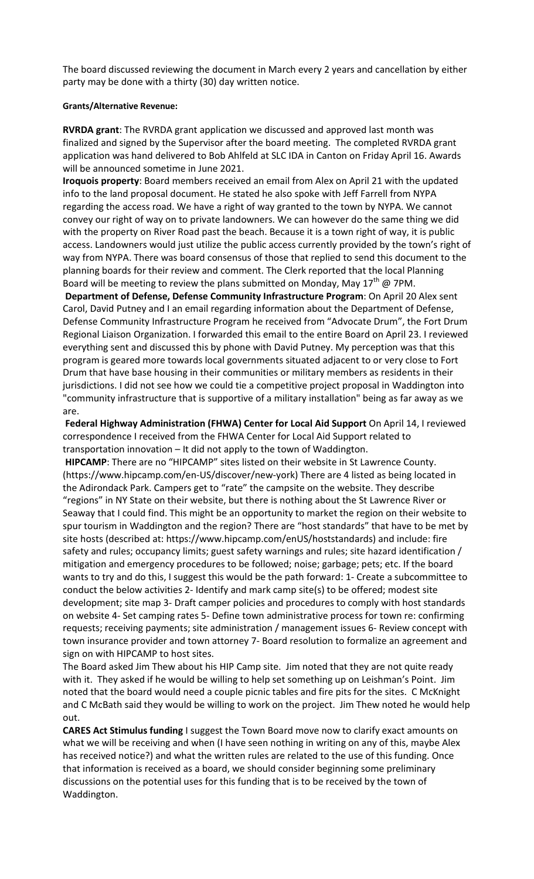The board discussed reviewing the document in March every 2 years and cancellation by either party may be done with a thirty (30) day written notice.

**Grants/Alternative Revenue:**

**RVRDA grant**: The RVRDA grant application we discussed and approved last month was finalized and signed by the Supervisor after the board meeting. The completed RVRDA grant application was hand delivered to Bob Ahlfeld at SLC IDA in Canton on Friday April 16. Awards will be announced sometime in June 2021.

**Iroquois property**: Board members received an email from Alex on April 21 with the updated info to the land proposal document. He stated he also spoke with Jeff Farrell from NYPA regarding the access road. We have a right of way granted to the town by NYPA. We cannot convey our right of way on to private landowners. We can however do the same thing we did with the property on River Road past the beach. Because it is a town right of way, it is public access. Landowners would just utilize the public access currently provided by the town's right of way from NYPA. There was board consensus of those that replied to send this document to the planning boards for their review and comment. The Clerk reported that the local Planning Board will be meeting to review the plans submitted on Monday, May 17th @ 7PM.

**Department of Defense, Defense Community Infrastructure Program**: On April 20 Alex sent Carol, David Putney and I an email regarding information about the Department of Defense, Defense Community Infrastructure Program he received from "Advocate Drum", the Fort Drum Regional Liaison Organization. I forwarded this email to the entire Board on April 23. I reviewed everything sent and discussed this by phone with David Putney. My perception was that this program is geared more towards local governments situated adjacent to or very close to Fort Drum that have base housing in their communities or military members as residents in their jurisdictions. I did not see how we could tie a competitive project proposal in Waddington into "community infrastructure that is supportive of a military installation" being as far away as we are.

**Federal Highway Administration (FHWA) Center for Local Aid Support** On April 14, I reviewed correspondence I received from the FHWA Center for Local Aid Support related to transportation innovation – It did not apply to the town of Waddington.

**HIPCAMP**: There are no "HIPCAMP" sites listed on their website in St Lawrence County. (https://www.hipcamp.com/en-US/discover/new-york) There are 4 listed as being located in the Adirondack Park. Campers get to "rate" the campsite on the website. They describe "regions" in NY State on their website, but there is nothing about the St Lawrence River or Seaway that I could find. This might be an opportunity to market the region on their website to spur tourism in Waddington and the region? There are "host standards" that have to be met by site hosts (described at: https://www.hipcamp.com/enUS/hoststandards) and include: fire safety and rules; occupancy limits; guest safety warnings and rules; site hazard identification / mitigation and emergency procedures to be followed; noise; garbage; pets; etc. If the board wants to try and do this, I suggest this would be the path forward: 1- Create a subcommittee to conduct the below activities 2- Identify and mark camp site(s) to be offered; modest site development; site map 3- Draft camper policies and procedures to comply with host standards on website 4- Set camping rates 5- Define town administrative process for town re: confirming requests; receiving payments; site administration / management issues 6- Review concept with town insurance provider and town attorney 7- Board resolution to formalize an agreement and sign on with HIPCAMP to host sites.

The Board asked Jim Thew about his HIP Camp site. Jim noted that they are not quite ready with it. They asked if he would be willing to help set something up on Leishman's Point. Jim noted that the board would need a couple picnic tables and fire pits for the sites. C McKnight and C McBath said they would be willing to work on the project. Jim Thew noted he would help out.

**CARES Act Stimulus funding** I suggest the Town Board move now to clarify exact amounts on what we will be receiving and when (I have seen nothing in writing on any of this, maybe Alex has received notice?) and what the written rules are related to the use of this funding. Once that information is received as a board, we should consider beginning some preliminary discussions on the potential uses for this funding that is to be received by the town of Waddington.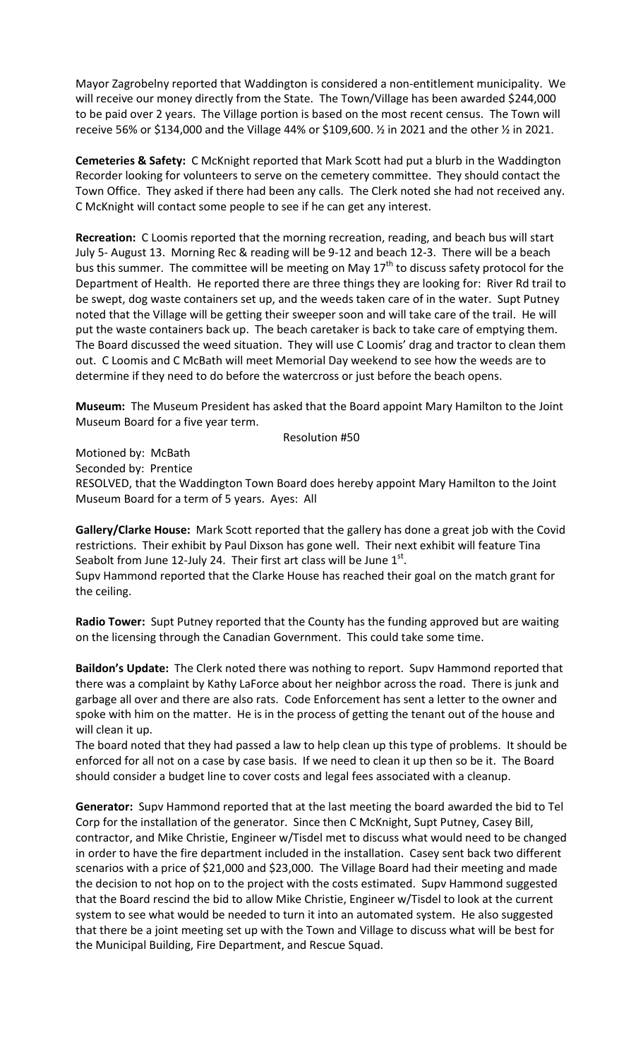Mayor Zagrobelny reported that Waddington is considered a non-entitlement municipality. We will receive our money directly from the State. The Town/Village has been awarded $244,000 to be paid over 2 years. The Village portion is based on the most recent census. The Town will receive 56% or $134,000 and the Village 44% or $109,600. ½ in 2021 and the other ½ in 2021.

**Cemeteries & Safety:** C McKnight reported that Mark Scott had put a blurb in the Waddington Recorder looking for volunteers to serve on the cemetery committee. They should contact the Town Office. They asked if there had been any calls. The Clerk noted she had not received any. C McKnight will contact some people to see if he can get any interest.

**Recreation:** C Loomis reported that the morning recreation, reading, and beach bus will start July 5- August 13. Morning Rec & reading will be 9-12 and beach 12-3. There will be a beach bus this summer. The committee will be meeting on May 17th to discuss safety protocol for the Department of Health. He reported there are three things they are looking for: River Rd trail to be swept, dog waste containers set up, and the weeds taken care of in the water. Supt Putney noted that the Village will be getting their sweeper soon and will take care of the trail. He will put the waste containers back up. The beach caretaker is back to take care of emptying them. The Board discussed the weed situation. They will use C Loomis' drag and tractor to clean them out. C Loomis and C McBath will meet Memorial Day weekend to see how the weeds are to determine if they need to do before the watercross or just before the beach opens.

**Museum:** The Museum President has asked that the Board appoint Mary Hamilton to the Joint Museum Board for a five year term.

Resolution #50

Motioned by: McBath
Seconded by: Prentice
RESOLVED, that the Waddington Town Board does hereby appoint Mary Hamilton to the Joint Museum Board for a term of 5 years. Ayes: All

**Gallery/Clarke House:** Mark Scott reported that the gallery has done a great job with the Covid restrictions. Their exhibit by Paul Dixson has gone well. Their next exhibit will feature Tina Seabolt from June 12-July 24. Their first art class will be June 1st.
Supv Hammond reported that the Clarke House has reached their goal on the match grant for the ceiling.

**Radio Tower:** Supt Putney reported that the County has the funding approved but are waiting on the licensing through the Canadian Government. This could take some time.

**Baildon's Update:** The Clerk noted there was nothing to report. Supv Hammond reported that there was a complaint by Kathy LaForce about her neighbor across the road. There is junk and garbage all over and there are also rats. Code Enforcement has sent a letter to the owner and spoke with him on the matter. He is in the process of getting the tenant out of the house and will clean it up.
The board noted that they had passed a law to help clean up this type of problems. It should be enforced for all not on a case by case basis. If we need to clean it up then so be it. The Board should consider a budget line to cover costs and legal fees associated with a cleanup.

**Generator:** Supv Hammond reported that at the last meeting the board awarded the bid to Tel Corp for the installation of the generator. Since then C McKnight, Supt Putney, Casey Bill, contractor, and Mike Christie, Engineer w/Tisdel met to discuss what would need to be changed in order to have the fire department included in the installation. Casey sent back two different scenarios with a price of $21,000 and $23,000. The Village Board had their meeting and made the decision to not hop on to the project with the costs estimated. Supv Hammond suggested that the Board rescind the bid to allow Mike Christie, Engineer w/Tisdel to look at the current system to see what would be needed to turn it into an automated system. He also suggested that there be a joint meeting set up with the Town and Village to discuss what will be best for the Municipal Building, Fire Department, and Rescue Squad.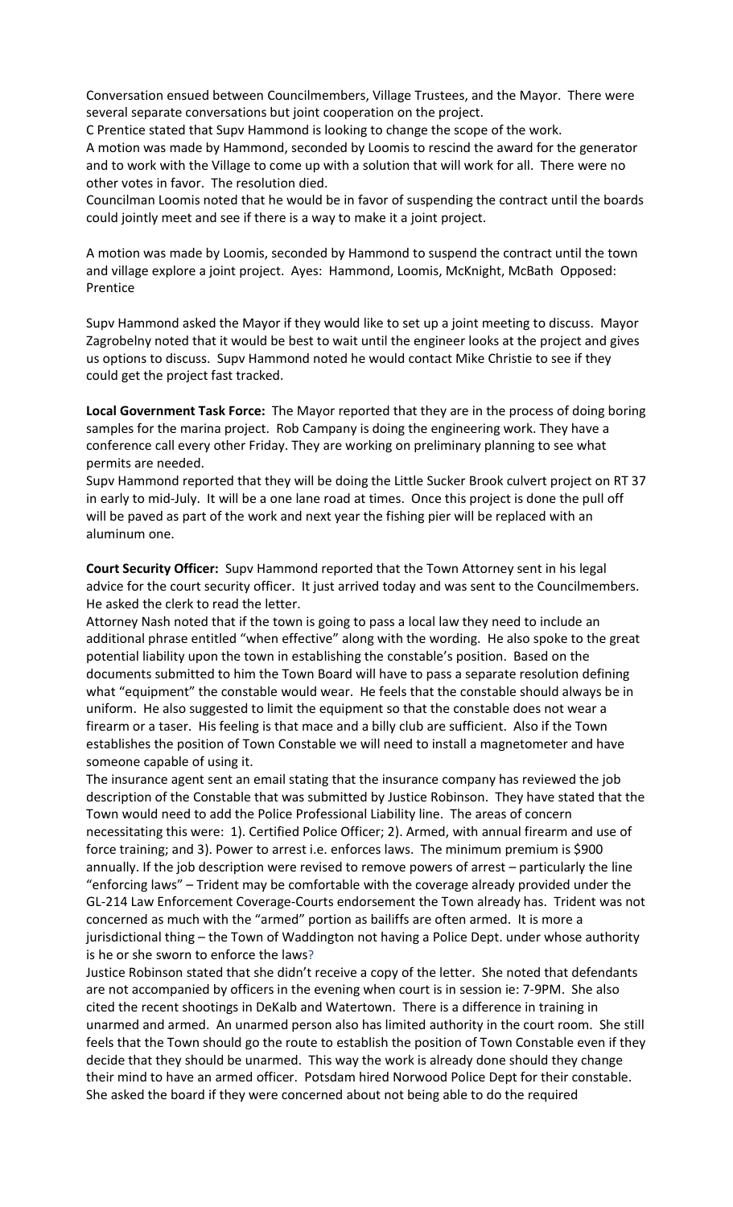Conversation ensued between Councilmembers, Village Trustees, and the Mayor. There were several separate conversations but joint cooperation on the project.

C Prentice stated that Supv Hammond is looking to change the scope of the work.

A motion was made by Hammond, seconded by Loomis to rescind the award for the generator and to work with the Village to come up with a solution that will work for all. There were no other votes in favor. The resolution died.

Councilman Loomis noted that he would be in favor of suspending the contract until the boards could jointly meet and see if there is a way to make it a joint project.

A motion was made by Loomis, seconded by Hammond to suspend the contract until the town and village explore a joint project. Ayes: Hammond, Loomis, McKnight, McBath Opposed: Prentice

Supv Hammond asked the Mayor if they would like to set up a joint meeting to discuss. Mayor Zagrobelny noted that it would be best to wait until the engineer looks at the project and gives us options to discuss. Supv Hammond noted he would contact Mike Christie to see if they could get the project fast tracked.

**Local Government Task Force:** The Mayor reported that they are in the process of doing boring samples for the marina project. Rob Company is doing the engineering work. They have a conference call every other Friday. They are working on preliminary planning to see what permits are needed.

Supv Hammond reported that they will be doing the Little Sucker Brook culvert project on RT 37 in early to mid-July. It will be a one lane road at times. Once this project is done the pull off will be paved as part of the work and next year the fishing pier will be replaced with an aluminum one.

**Court Security Officer:** Supv Hammond reported that the Town Attorney sent in his legal advice for the court security officer. It just arrived today and was sent to the Councilmembers. He asked the clerk to read the letter.

Attorney Nash noted that if the town is going to pass a local law they need to include an additional phrase entitled "when effective" along with the wording. He also spoke to the great potential liability upon the town in establishing the constable's position. Based on the documents submitted to him the Town Board will have to pass a separate resolution defining what "equipment" the constable would wear. He feels that the constable should always be in uniform. He also suggested to limit the equipment so that the constable does not wear a firearm or a taser. His feeling is that mace and a billy club are sufficient. Also if the Town establishes the position of Town Constable we will need to install a magnetometer and have someone capable of using it.

The insurance agent sent an email stating that the insurance company has reviewed the job description of the Constable that was submitted by Justice Robinson. They have stated that the Town would need to add the Police Professional Liability line. The areas of concern necessitating this were: 1). Certified Police Officer; 2). Armed, with annual firearm and use of force training; and 3). Power to arrest i.e. enforces laws. The minimum premium is $900 annually. If the job description were revised to remove powers of arrest – particularly the line "enforcing laws" – Trident may be comfortable with the coverage already provided under the GL-214 Law Enforcement Coverage-Courts endorsement the Town already has. Trident was not concerned as much with the "armed" portion as bailiffs are often armed. It is more a jurisdictional thing – the Town of Waddington not having a Police Dept. under whose authority is he or she sworn to enforce the laws?

Justice Robinson stated that she didn't receive a copy of the letter. She noted that defendants are not accompanied by officers in the evening when court is in session ie: 7-9PM. She also cited the recent shootings in DeKalb and Watertown. There is a difference in training in unarmed and armed. An unarmed person also has limited authority in the court room. She still feels that the Town should go the route to establish the position of Town Constable even if they decide that they should be unarmed. This way the work is already done should they change their mind to have an armed officer. Potsdam hired Norwood Police Dept for their constable. She asked the board if they were concerned about not being able to do the required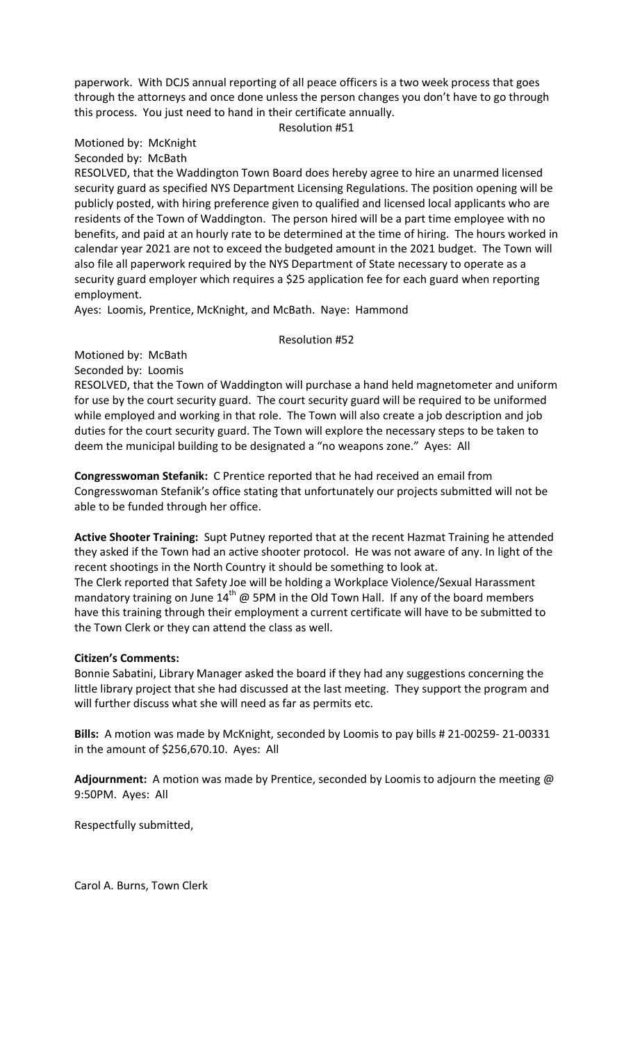paperwork. With DCJS annual reporting of all peace officers is a two week process that goes through the attorneys and once done unless the person changes you don't have to go through this process. You just need to hand in their certificate annually.

Resolution #51

Motioned by: McKnight
Seconded by: McBath

RESOLVED, that the Waddington Town Board does hereby agree to hire an unarmed licensed security guard as specified NYS Department Licensing Regulations. The position opening will be publicly posted, with hiring preference given to qualified and licensed local applicants who are residents of the Town of Waddington. The person hired will be a part time employee with no benefits, and paid at an hourly rate to be determined at the time of hiring. The hours worked in calendar year 2021 are not to exceed the budgeted amount in the 2021 budget. The Town will also file all paperwork required by the NYS Department of State necessary to operate as a security guard employer which requires a $25 application fee for each guard when reporting employment.

Ayes: Loomis, Prentice, McKnight, and McBath. Naye: Hammond

Resolution #52

Motioned by: McBath
Seconded by: Loomis

RESOLVED, that the Town of Waddington will purchase a hand held magnetometer and uniform for use by the court security guard. The court security guard will be required to be uniformed while employed and working in that role. The Town will also create a job description and job duties for the court security guard. The Town will explore the necessary steps to be taken to deem the municipal building to be designated a "no weapons zone." Ayes: All

**Congresswoman Stefanik:** C Prentice reported that he had received an email from Congresswoman Stefanik's office stating that unfortunately our projects submitted will not be able to be funded through her office.

**Active Shooter Training:** Supt Putney reported that at the recent Hazmat Training he attended they asked if the Town had an active shooter protocol. He was not aware of any. In light of the recent shootings in the North Country it should be something to look at.

The Clerk reported that Safety Joe will be holding a Workplace Violence/Sexual Harassment mandatory training on June 14th @ 5PM in the Old Town Hall. If any of the board members have this training through their employment a current certificate will have to be submitted to the Town Clerk or they can attend the class as well.

**Citizen's Comments:**

Bonnie Sabatini, Library Manager asked the board if they had any suggestions concerning the little library project that she had discussed at the last meeting. They support the program and will further discuss what she will need as far as permits etc.

**Bills:** A motion was made by McKnight, seconded by Loomis to pay bills # 21-00259- 21-00331 in the amount of $256,670.10. Ayes: All

**Adjournment:** A motion was made by Prentice, seconded by Loomis to adjourn the meeting @ 9:50PM. Ayes: All

Respectfully submitted,

Carol A. Burns, Town Clerk